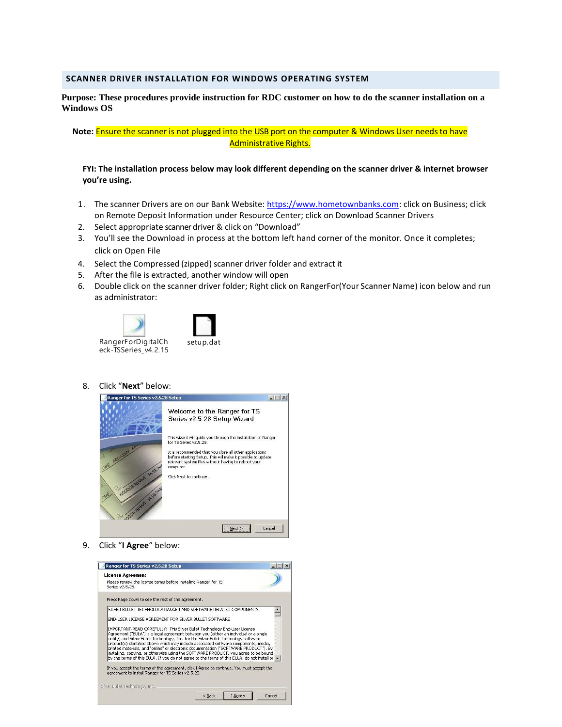## SCANNER DRIVER INSTALLATION FOR WINDOWS OPERATING SYSTEM

**Purpose: These procedures provide instruction for RDC customer on how to do the scanner installation on a Windows OS**

**Note:** Ensure the scanner is not plugged into the USB port on the computer & Windows User needs to have Administrative Rights.

**FYI: The installation process below may look different depending on the scanner driver & internet browser you're using.**

1. The scanner Drivers are on our Bank Website: https://www.hometownbanks.com: click on Business; click on Remote Deposit Information under Resource Center; click on Download Scanner Drivers
2. Select appropriate scanner driver & click on "Download"
3. You'll see the Download in process at the bottom left hand corner of the monitor. Once it completes; click on Open File
4. Select the Compressed (zipped) scanner driver folder and extract it
5. After the file is extracted, another window will open
6. Double click on the scanner driver folder; Right click on RangerFor(Your Scanner Name) icon below and run as administrator:

RangerForDigitalCheck-TSSeries_v4.2.15 setup.dat

8. Click "**Next**" below:

Ranger for TS Series v2.5.28 Setup

Welcome to the Ranger for TS Series v2.5.28 Setup Wizard

This wizard will guide you through the installation of Ranger for TS Series v2.5.28.

It is recommended that you close all other applications before starting Setup. This will make it possible to update relevant system files without having to reboot your computer.

Click Next to continue.

Next > Cancel

9. Click "**I Agree**" below:

Ranger for TS Series v2.5.28 Setup

License Agreement

Please review the license terms before installing Ranger for TS Series v2.5.28.

Press Page Down to see the rest of the agreement.

SILVER BULLET TECHNOLOGY RANGER AND SOFTWARE RELATED COMPONENTS.

END-USER LICENSE AGREEMENT FOR SILVER BULLET SOFTWARE

IMPORTANT-READ CAREFULLY: This Silver Bullet Technology End-User License Agreement ("EULA") is a legal agreement between you (either an individual or a single entity) and Silver Bullet Technology, Inc. for the Silver Bullet Technology software product(s) identified above which may include associated software components, media, printed materials, and "online" or electronic documentation ("SOFTWARE PRODUCT"). By installing, copying, or otherwise using the SOFTWARE PRODUCT, you agree to be bound by the terms of this EULA. If you do not agree to the terms of this EULA, do not install or

If you accept the terms of the agreement, click I Agree to continue. You must accept the agreement to install Ranger for TS Series v2.5.28.

Silver Bullet Technology, Inc.

< Back I Agree Cancel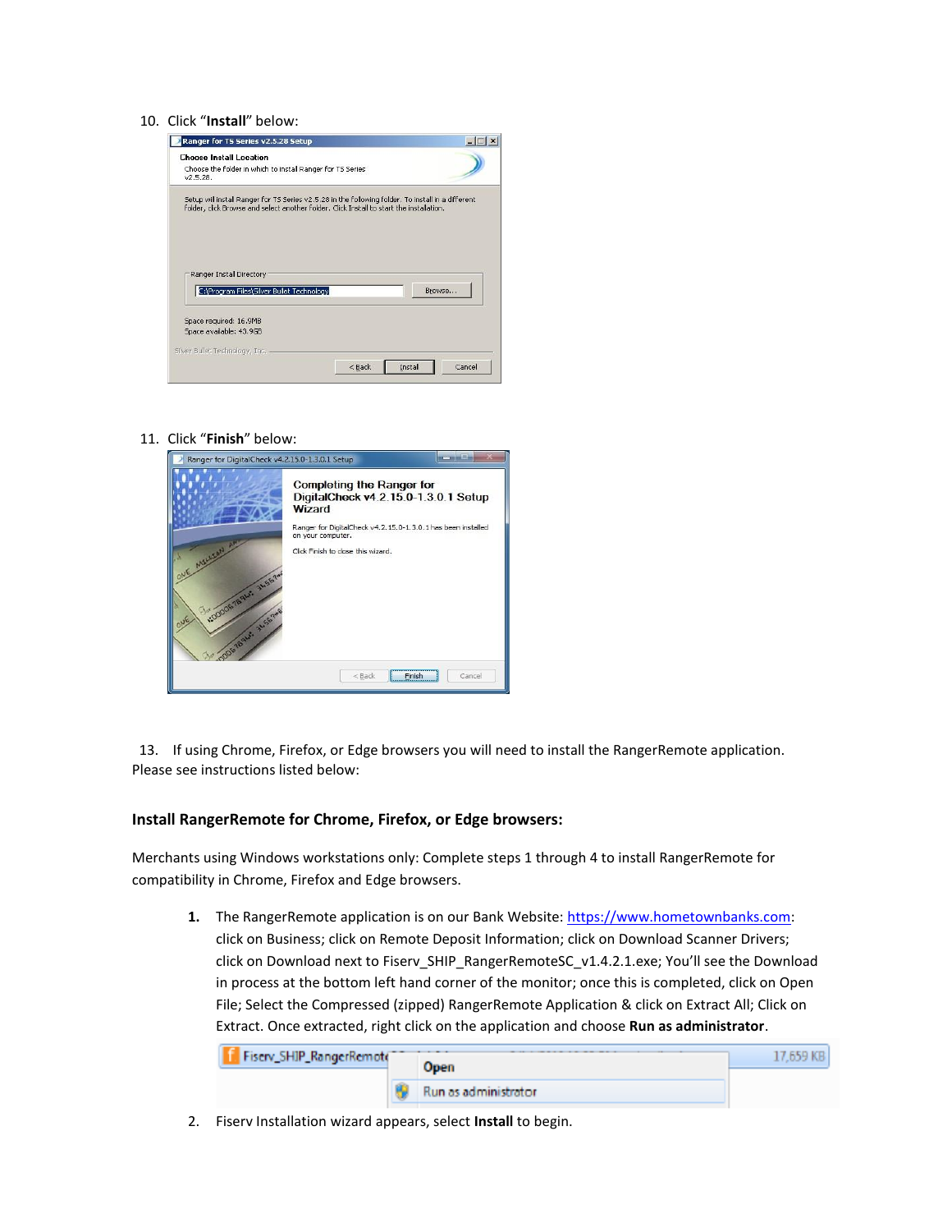10. Click "**Install**" below:

11. Click "**Finish**" below:

13. If using Chrome, Firefox, or Edge browsers you will need to install the RangerRemote application. Please see instructions listed below:

### Install RangerRemote for Chrome, Firefox, or Edge browsers:

Merchants using Windows workstations only: Complete steps 1 through 4 to install RangerRemote for compatibility in Chrome, Firefox and Edge browsers.

1. The RangerRemote application is on our Bank Website: https://www.hometownbanks.com: click on Business; click on Remote Deposit Information; click on Download Scanner Drivers; click on Download next to Fiserv_SHIP_RangerRemoteSC_v1.4.2.1.exe; You'll see the Download in process at the bottom left hand corner of the monitor; once this is completed, click on Open File; Select the Compressed (zipped) RangerRemote Application & click on Extract All; Click on Extract. Once extracted, right click on the application and choose **Run as administrator**.

2. Fiserv Installation wizard appears, select **Install** to begin.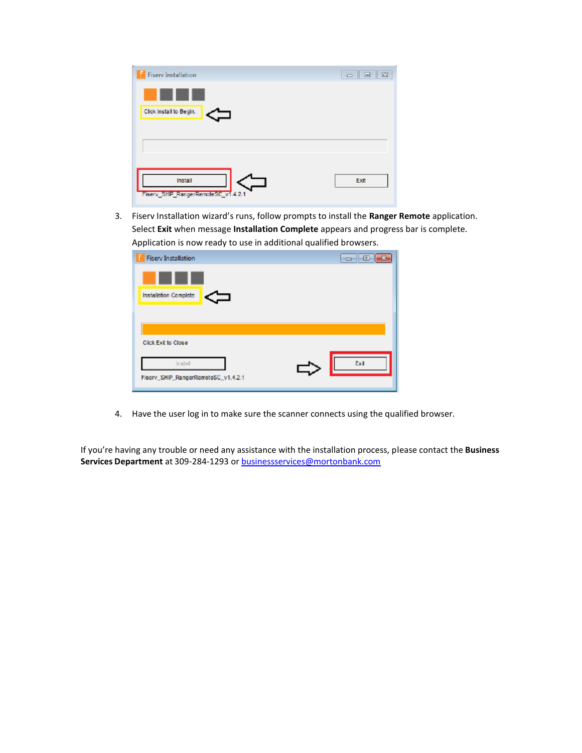3. Fiserv Installation wizard's runs, follow prompts to install the **Ranger Remote** application. Select **Exit** when message **Installation Complete** appears and progress bar is complete. Application is now ready to use in additional qualified browsers.

4. Have the user log in to make sure the scanner connects using the qualified browser.

If you're having any trouble or need any assistance with the installation process, please contact the **Business Services Department** at 309-284-1293 or [businessservices@mortonbank.com](mailto:businessservices@mortonbank.com)